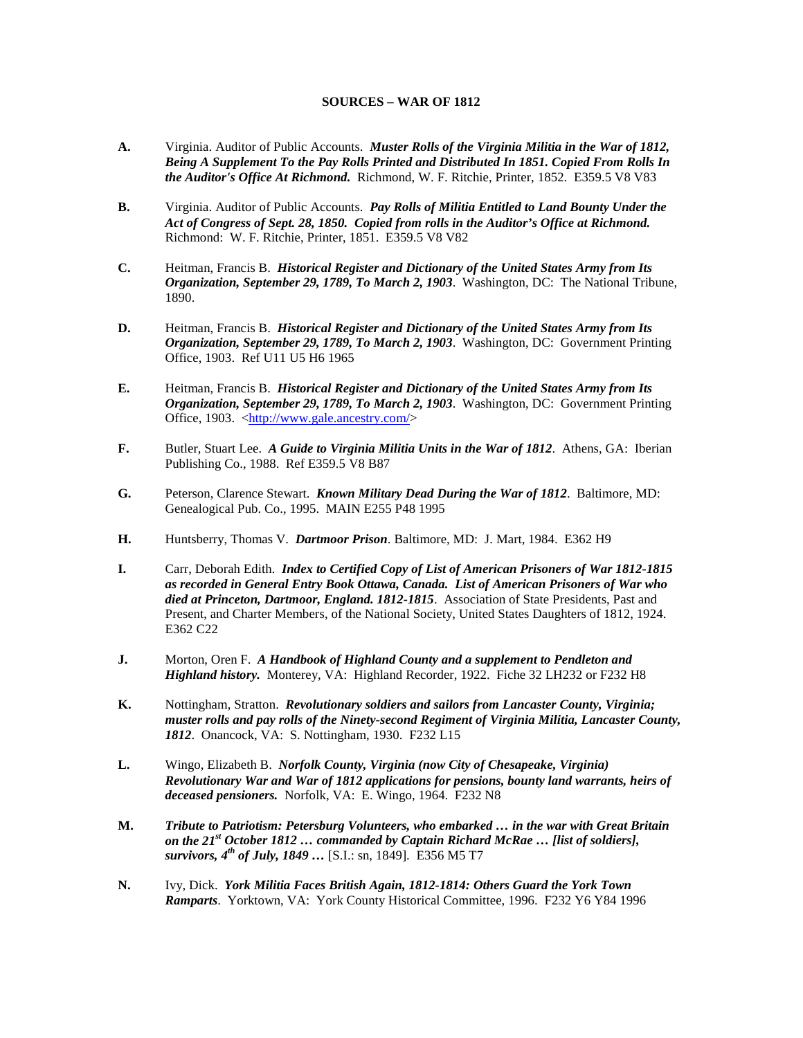# SOURCES – WAR OF 1812

**A.** Virginia. Auditor of Public Accounts. ***Muster Rolls of the Virginia Militia in the War of 1812, Being A Supplement To the Pay Rolls Printed and Distributed In 1851. Copied From Rolls In the Auditor's Office At Richmond.*** Richmond, W. F. Ritchie, Printer, 1852. E359.5 V8 V83

**B.** Virginia. Auditor of Public Accounts. ***Pay Rolls of Militia Entitled to Land Bounty Under the Act of Congress of Sept. 28, 1850. Copied from rolls in the Auditor's Office at Richmond.*** Richmond: W. F. Ritchie, Printer, 1851. E359.5 V8 V82

**C.** Heitman, Francis B. ***Historical Register and Dictionary of the United States Army from Its Organization, September 29, 1789, To March 2, 1903***. Washington, DC: The National Tribune, 1890.

**D.** Heitman, Francis B. ***Historical Register and Dictionary of the United States Army from Its Organization, September 29, 1789, To March 2, 1903***. Washington, DC: Government Printing Office, 1903. Ref U11 U5 H6 1965

**E.** Heitman, Francis B. ***Historical Register and Dictionary of the United States Army from Its Organization, September 29, 1789, To March 2, 1903***. Washington, DC: Government Printing Office, 1903. <http://www.gale.ancestry.com/>

**F.** Butler, Stuart Lee. ***A Guide to Virginia Militia Units in the War of 1812***. Athens, GA: Iberian Publishing Co., 1988. Ref E359.5 V8 B87

**G.** Peterson, Clarence Stewart. ***Known Military Dead During the War of 1812***. Baltimore, MD: Genealogical Pub. Co., 1995. MAIN E255 P48 1995

**H.** Huntsberry, Thomas V. ***Dartmoor Prison***. Baltimore, MD: J. Mart, 1984. E362 H9

**I.** Carr, Deborah Edith. ***Index to Certified Copy of List of American Prisoners of War 1812-1815 as recorded in General Entry Book Ottawa, Canada. List of American Prisoners of War who died at Princeton, Dartmoor, England. 1812-1815***. Association of State Presidents, Past and Present, and Charter Members, of the National Society, United States Daughters of 1812, 1924. E362 C22

**J.** Morton, Oren F. ***A Handbook of Highland County and a supplement to Pendleton and Highland history.*** Monterey, VA: Highland Recorder, 1922. Fiche 32 LH232 or F232 H8

**K.** Nottingham, Stratton. ***Revolutionary soldiers and sailors from Lancaster County, Virginia; muster rolls and pay rolls of the Ninety-second Regiment of Virginia Militia, Lancaster County, 1812***. Onancock, VA: S. Nottingham, 1930. F232 L15

**L.** Wingo, Elizabeth B. ***Norfolk County, Virginia (now City of Chesapeake, Virginia) Revolutionary War and War of 1812 applications for pensions, bounty land warrants, heirs of deceased pensioners.*** Norfolk, VA: E. Wingo, 1964. F232 N8

**M.** ***Tribute to Patriotism: Petersburg Volunteers, who embarked … in the war with Great Britain on the 21st October 1812 … commanded by Captain Richard McRae … [list of soldiers], survivors, 4th of July, 1849 …*** [S.I.: sn, 1849]. E356 M5 T7

**N.** Ivy, Dick. ***York Militia Faces British Again, 1812-1814: Others Guard the York Town Ramparts***. Yorktown, VA: York County Historical Committee, 1996. F232 Y6 Y84 1996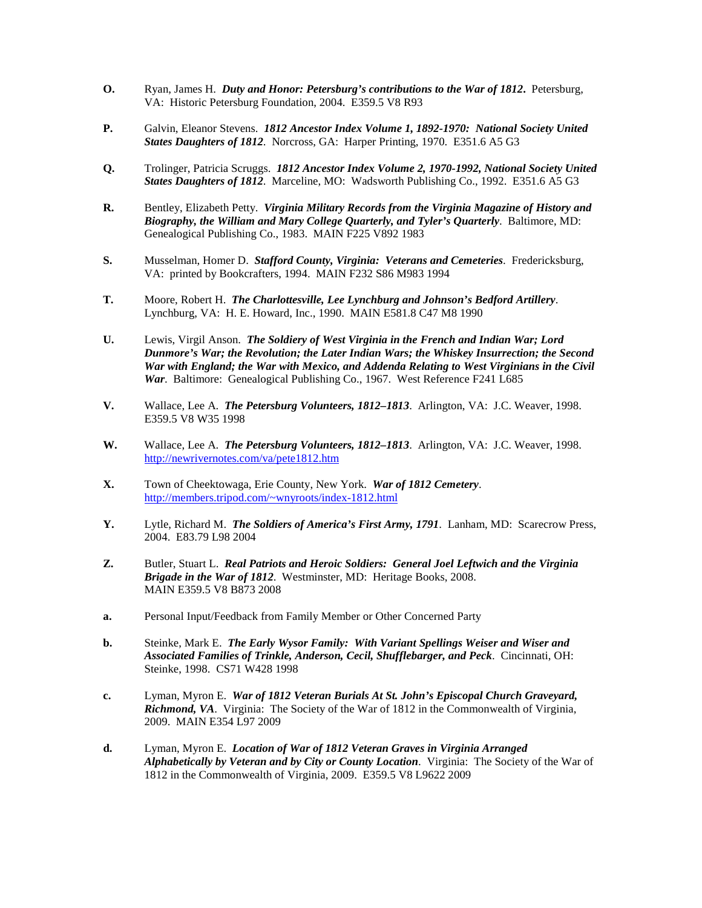**O.** Ryan, James H. ***Duty and Honor: Petersburg's contributions to the War of 1812***. Petersburg, VA: Historic Petersburg Foundation, 2004. E359.5 V8 R93

**P.** Galvin, Eleanor Stevens. ***1812 Ancestor Index Volume 1, 1892-1970: National Society United States Daughters of 1812***. Norcross, GA: Harper Printing, 1970. E351.6 A5 G3

**Q.** Trolinger, Patricia Scruggs. ***1812 Ancestor Index Volume 2, 1970-1992, National Society United States Daughters of 1812***. Marceline, MO: Wadsworth Publishing Co., 1992. E351.6 A5 G3

**R.** Bentley, Elizabeth Petty. ***Virginia Military Records from the Virginia Magazine of History and Biography, the William and Mary College Quarterly, and Tyler's Quarterly***. Baltimore, MD: Genealogical Publishing Co., 1983. MAIN F225 V892 1983

**S.** Musselman, Homer D. ***Stafford County, Virginia: Veterans and Cemeteries***. Fredericksburg, VA: printed by Bookcrafters, 1994. MAIN F232 S86 M983 1994

**T.** Moore, Robert H. ***The Charlottesville, Lee Lynchburg and Johnson's Bedford Artillery***. Lynchburg, VA: H. E. Howard, Inc., 1990. MAIN E581.8 C47 M8 1990

**U.** Lewis, Virgil Anson. ***The Soldiery of West Virginia in the French and Indian War; Lord Dunmore's War; the Revolution; the Later Indian Wars; the Whiskey Insurrection; the Second War with England; the War with Mexico, and Addenda Relating to West Virginians in the Civil War***. Baltimore: Genealogical Publishing Co., 1967. West Reference F241 L685

**V.** Wallace, Lee A. ***The Petersburg Volunteers, 1812–1813***. Arlington, VA: J.C. Weaver, 1998. E359.5 V8 W35 1998

**W.** Wallace, Lee A. ***The Petersburg Volunteers, 1812–1813***. Arlington, VA: J.C. Weaver, 1998. http://newrivernotes.com/va/pete1812.htm

**X.** Town of Cheektowaga, Erie County, New York. ***War of 1812 Cemetery***. http://members.tripod.com/~wnyroots/index-1812.html

**Y.** Lytle, Richard M. ***The Soldiers of America's First Army, 1791***. Lanham, MD: Scarecrow Press, 2004. E83.79 L98 2004

**Z.** Butler, Stuart L. ***Real Patriots and Heroic Soldiers: General Joel Leftwich and the Virginia Brigade in the War of 1812***. Westminster, MD: Heritage Books, 2008. MAIN E359.5 V8 B873 2008

**a.** Personal Input/Feedback from Family Member or Other Concerned Party

**b.** Steinke, Mark E. ***The Early Wysor Family: With Variant Spellings Weiser and Wiser and Associated Families of Trinkle, Anderson, Cecil, Shufflebarger, and Peck***. Cincinnati, OH: Steinke, 1998. CS71 W428 1998

**c.** Lyman, Myron E. ***War of 1812 Veteran Burials At St. John's Episcopal Church Graveyard, Richmond, VA***. Virginia: The Society of the War of 1812 in the Commonwealth of Virginia, 2009. MAIN E354 L97 2009

**d.** Lyman, Myron E. ***Location of War of 1812 Veteran Graves in Virginia Arranged Alphabetically by Veteran and by City or County Location***. Virginia: The Society of the War of 1812 in the Commonwealth of Virginia, 2009. E359.5 V8 L9622 2009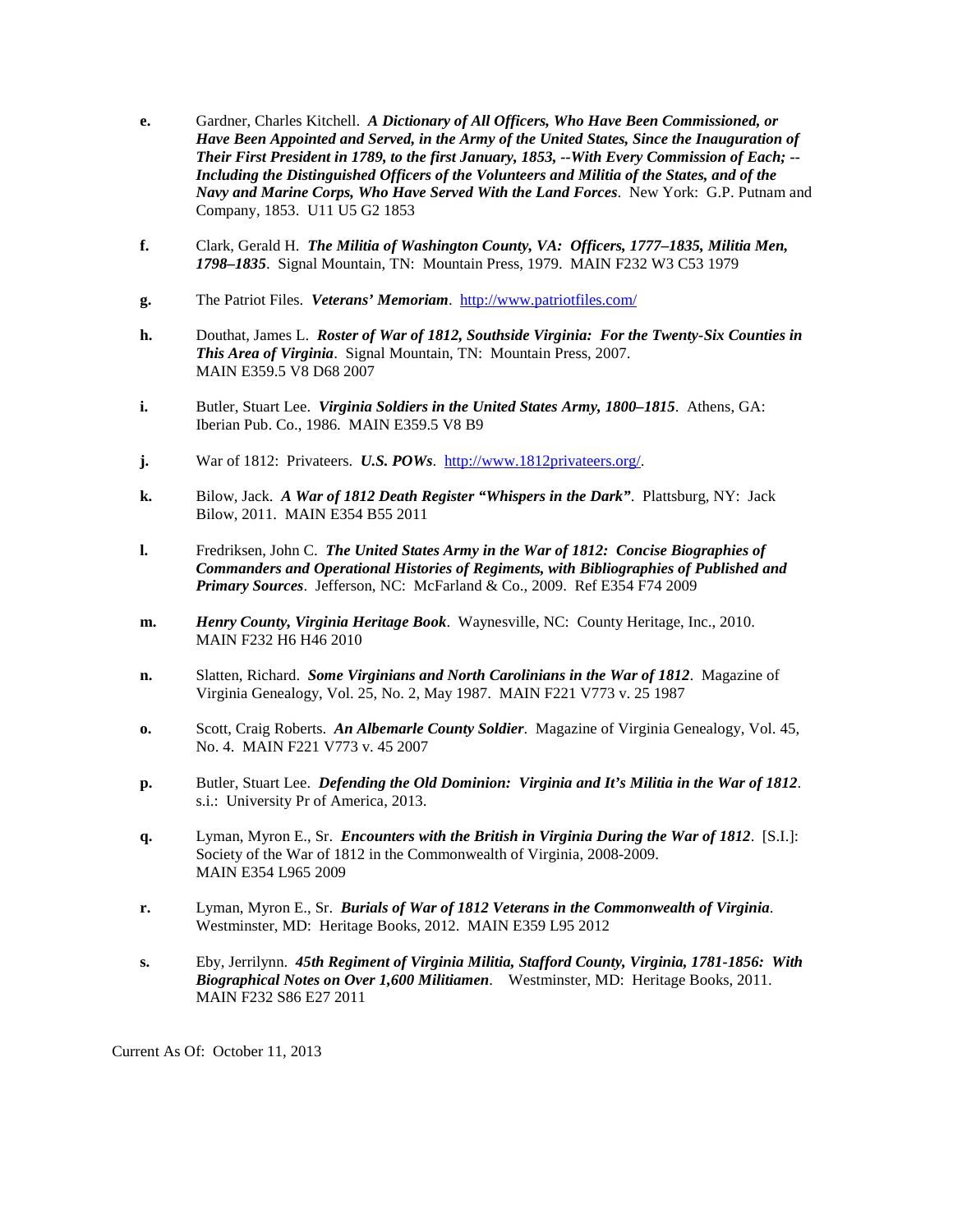**e.** Gardner, Charles Kitchell. ***A Dictionary of All Officers, Who Have Been Commissioned, or Have Been Appointed and Served, in the Army of the United States, Since the Inauguration of Their First President in 1789, to the first January, 1853, --With Every Commission of Each; --Including the Distinguished Officers of the Volunteers and Militia of the States, and of the Navy and Marine Corps, Who Have Served With the Land Forces***. New York: G.P. Putnam and Company, 1853. U11 U5 G2 1853

**f.** Clark, Gerald H. ***The Militia of Washington County, VA: Officers, 1777–1835, Militia Men, 1798–1835***. Signal Mountain, TN: Mountain Press, 1979. MAIN F232 W3 C53 1979

**g.** The Patriot Files. ***Veterans' Memoriam***. http://www.patriotfiles.com/

**h.** Douthat, James L. ***Roster of War of 1812, Southside Virginia: For the Twenty-Six Counties in This Area of Virginia***. Signal Mountain, TN: Mountain Press, 2007. MAIN E359.5 V8 D68 2007

**i.** Butler, Stuart Lee. ***Virginia Soldiers in the United States Army, 1800–1815***. Athens, GA: Iberian Pub. Co., 1986. MAIN E359.5 V8 B9

**j.** War of 1812: Privateers. ***U.S. POWs***. http://www.1812privateers.org/.

**k.** Bilow, Jack. ***A War of 1812 Death Register "Whispers in the Dark"***. Plattsburg, NY: Jack Bilow, 2011. MAIN E354 B55 2011

**l.** Fredriksen, John C. ***The United States Army in the War of 1812: Concise Biographies of Commanders and Operational Histories of Regiments, with Bibliographies of Published and Primary Sources***. Jefferson, NC: McFarland & Co., 2009. Ref E354 F74 2009

**m.** ***Henry County, Virginia Heritage Book***. Waynesville, NC: County Heritage, Inc., 2010. MAIN F232 H6 H46 2010

**n.** Slatten, Richard. ***Some Virginians and North Carolinians in the War of 1812***. Magazine of Virginia Genealogy, Vol. 25, No. 2, May 1987. MAIN F221 V773 v. 25 1987

**o.** Scott, Craig Roberts. ***An Albemarle County Soldier***. Magazine of Virginia Genealogy, Vol. 45, No. 4. MAIN F221 V773 v. 45 2007

**p.** Butler, Stuart Lee. ***Defending the Old Dominion: Virginia and It's Militia in the War of 1812***. s.i.: University Pr of America, 2013.

**q.** Lyman, Myron E., Sr. ***Encounters with the British in Virginia During the War of 1812***. [S.I.]: Society of the War of 1812 in the Commonwealth of Virginia, 2008-2009. MAIN E354 L965 2009

**r.** Lyman, Myron E., Sr. ***Burials of War of 1812 Veterans in the Commonwealth of Virginia***. Westminster, MD: Heritage Books, 2012. MAIN E359 L95 2012

**s.** Eby, Jerrilynn. ***45th Regiment of Virginia Militia, Stafford County, Virginia, 1781-1856: With Biographical Notes on Over 1,600 Militiamen***. Westminster, MD: Heritage Books, 2011. MAIN F232 S86 E27 2011

Current As Of: October 11, 2013